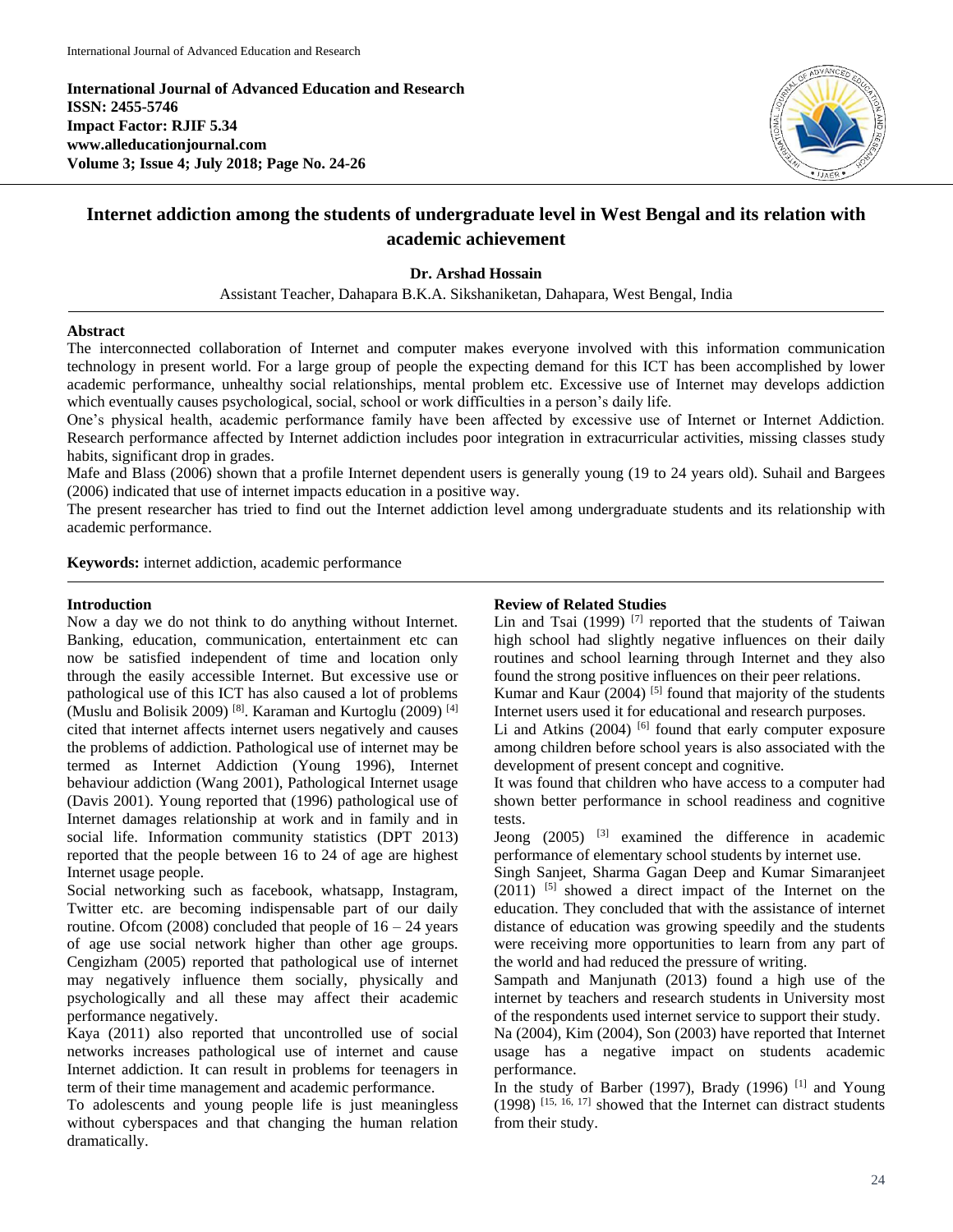**International Journal of Advanced Education and Research**
**ISSN: 2455-5746**
**Impact Factor: RJIF 5.34**
**www.alleducationjournal.com**
**Volume 3; Issue 4; July 2018; Page No. 24-26**

# Internet addiction among the students of undergraduate level in West Bengal and its relation with academic achievement

**Dr. Arshad Hossain**

Assistant Teacher, Dahapara B.K.A. Sikshaniketan, Dahapara, West Bengal, India

## Abstract

The interconnected collaboration of Internet and computer makes everyone involved with this information communication technology in present world. For a large group of people the expecting demand for this ICT has been accomplished by lower academic performance, unhealthy social relationships, mental problem etc. Excessive use of Internet may develops addiction which eventually causes psychological, social, school or work difficulties in a person's daily life.

One's physical health, academic performance family have been affected by excessive use of Internet or Internet Addiction. Research performance affected by Internet addiction includes poor integration in extracurricular activities, missing classes study habits, significant drop in grades.

Mafe and Blass (2006) shown that a profile Internet dependent users is generally young (19 to 24 years old). Suhail and Bargees (2006) indicated that use of internet impacts education in a positive way.

The present researcher has tried to find out the Internet addiction level among undergraduate students and its relationship with academic performance.

**Keywords:** internet addiction, academic performance

## Introduction

Now a day we do not think to do anything without Internet. Banking, education, communication, entertainment etc can now be satisfied independent of time and location only through the easily accessible Internet. But excessive use or pathological use of this ICT has also caused a lot of problems (Muslu and Bolisik 2009) [8]. Karaman and Kurtoglu (2009) [4] cited that internet affects internet users negatively and causes the problems of addiction. Pathological use of internet may be termed as Internet Addiction (Young 1996), Internet behaviour addiction (Wang 2001), Pathological Internet usage (Davis 2001). Young reported that (1996) pathological use of Internet damages relationship at work and in family and in social life. Information community statistics (DPT 2013) reported that the people between 16 to 24 of age are highest Internet usage people.

Social networking such as facebook, whatsapp, Instagram, Twitter etc. are becoming indispensable part of our daily routine. Ofcom (2008) concluded that people of 16 – 24 years of age use social network higher than other age groups. Cengizham (2005) reported that pathological use of internet may negatively influence them socially, physically and psychologically and all these may affect their academic performance negatively.

Kaya (2011) also reported that uncontrolled use of social networks increases pathological use of internet and cause Internet addiction. It can result in problems for teenagers in term of their time management and academic performance.

To adolescents and young people life is just meaningless without cyberspaces and that changing the human relation dramatically.

## Review of Related Studies

Lin and Tsai (1999) [7] reported that the students of Taiwan high school had slightly negative influences on their daily routines and school learning through Internet and they also found the strong positive influences on their peer relations.

Kumar and Kaur (2004) [5] found that majority of the students Internet users used it for educational and research purposes.

Li and Atkins (2004) [6] found that early computer exposure among children before school years is also associated with the development of present concept and cognitive.

It was found that children who have access to a computer had shown better performance in school readiness and cognitive tests.

Jeong (2005) [3] examined the difference in academic performance of elementary school students by internet use.

Singh Sanjeet, Sharma Gagan Deep and Kumar Simaranjeet (2011) [5] showed a direct impact of the Internet on the education. They concluded that with the assistance of internet distance of education was growing speedily and the students were receiving more opportunities to learn from any part of the world and had reduced the pressure of writing.

Sampath and Manjunath (2013) found a high use of the internet by teachers and research students in University most of the respondents used internet service to support their study.

Na (2004), Kim (2004), Son (2003) have reported that Internet usage has a negative impact on students academic performance.

In the study of Barber (1997), Brady (1996) [1] and Young (1998) [15, 16, 17] showed that the Internet can distract students from their study.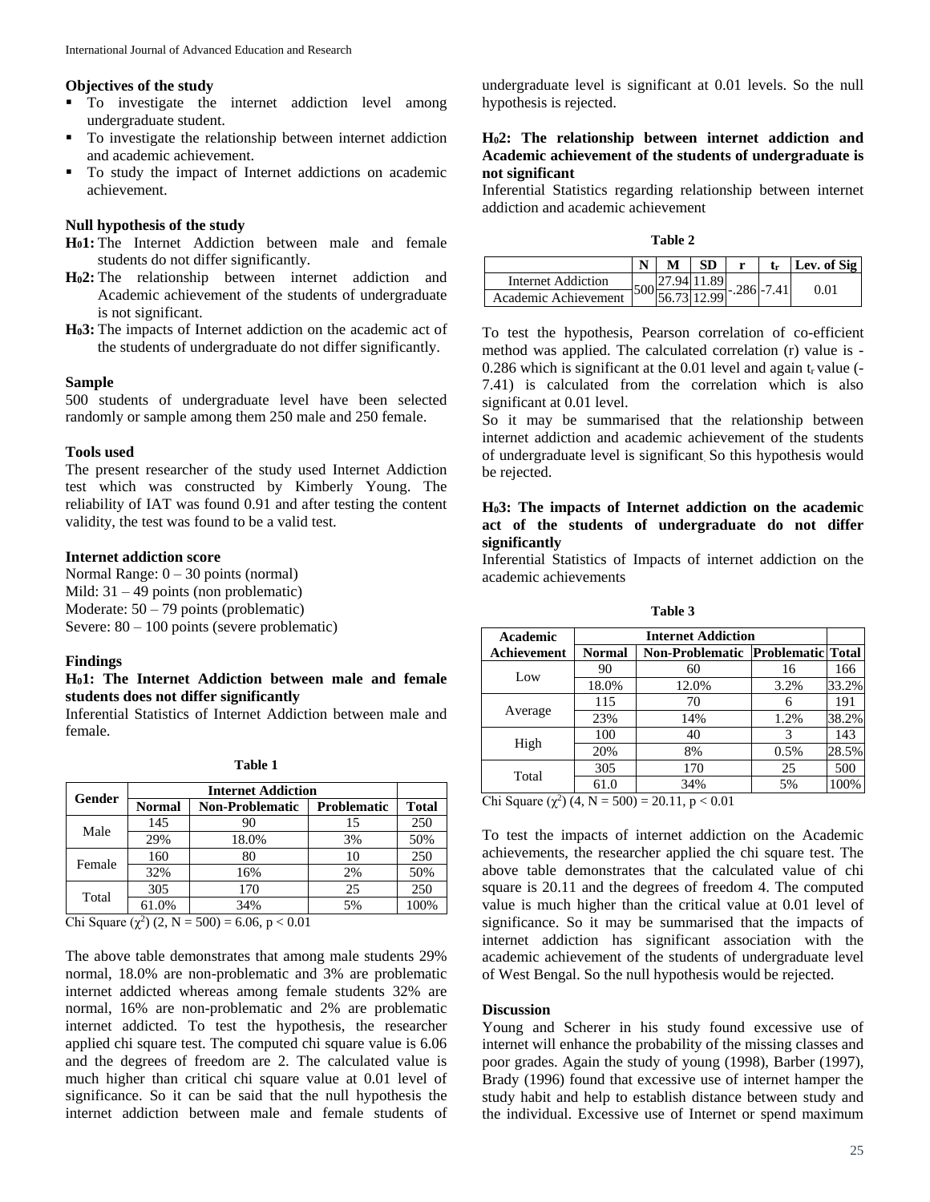### Objectives of the study

- To investigate the internet addiction level among undergraduate student.
- To investigate the relationship between internet addiction and academic achievement.
- To study the impact of Internet addictions on academic achievement.

### Null hypothesis of the study

**$H_0$1:** The Internet Addiction between male and female students do not differ significantly.

**$H_0$2:** The relationship between internet addiction and Academic achievement of the students of undergraduate is not significant.

**$H_0$3:** The impacts of Internet addiction on the academic act of the students of undergraduate do not differ significantly.

### Sample

500 students of undergraduate level have been selected randomly or sample among them 250 male and 250 female.

### Tools used

The present researcher of the study used Internet Addiction test which was constructed by Kimberly Young. The reliability of IAT was found 0.91 and after testing the content validity, the test was found to be a valid test.

### Internet addiction score

Normal Range: 0 – 30 points (normal)
Mild: 31 – 49 points (non problematic)
Moderate: 50 – 79 points (problematic)
Severe: 80 – 100 points (severe problematic)

### Findings

**$H_0$1: The Internet Addiction between male and female students does not differ significantly**

Inferential Statistics of Internet Addiction between male and female.

**Table 1**

| Gender | Internet Addiction | | | |
|---|---|---|---|---|
| | Normal | Non-Problematic | Problematic | Total |
| Male | 145 | 90 | 15 | 250 |
| | 29% | 18.0% | 3% | 50% |
| Female | 160 | 80 | 10 | 250 |
| | 32% | 16% | 2% | 50% |
| Total | 305 | 170 | 25 | 250 |
| | 61.0% | 34% | 5% | 100% |

Chi Square ($\chi^2$) (2, N = 500) = 6.06, p < 0.01

The above table demonstrates that among male students 29% normal, 18.0% are non-problematic and 3% are problematic internet addicted whereas among female students 32% are normal, 16% are non-problematic and 2% are problematic internet addicted. To test the hypothesis, the researcher applied chi square test. The computed chi square value is 6.06 and the degrees of freedom are 2. The calculated value is much higher than critical chi square value at 0.01 level of significance. So it can be said that the null hypothesis the internet addiction between male and female students of undergraduate level is significant at 0.01 levels. So the null hypothesis is rejected.

**$H_0$2: The relationship between internet addiction and Academic achievement of the students of undergraduate is not significant**

Inferential Statistics regarding relationship between internet addiction and academic achievement

**Table 2**

| | N | M | SD | r | $t_r$ | Lev. of Sig |
|---|---|---|---|---|---|---|
| Internet Addiction | 500 | 27.94 | 11.89 | -.286 | -7.41 | 0.01 |
| Academic Achievement | | 56.73 | 12.99 | | | |

To test the hypothesis, Pearson correlation of co-efficient method was applied. The calculated correlation (r) value is -0.286 which is significant at the 0.01 level and again $t_r$ value (-7.41) is calculated from the correlation which is also significant at 0.01 level.

So it may be summarised that the relationship between internet addiction and academic achievement of the students of undergraduate level is significant. So this hypothesis would be rejected.

**$H_0$3: The impacts of Internet addiction on the academic act of the students of undergraduate do not differ significantly**

Inferential Statistics of Impacts of internet addiction on the academic achievements

**Table 3**

| Academic Achievement | Internet Addiction | | | |
|---|---|---|---|---|
| | Normal | Non-Problematic | Problematic | Total |
| Low | 90 | 60 | 16 | 166 |
| | 18.0% | 12.0% | 3.2% | 33.2% |
| Average | 115 | 70 | 6 | 191 |
| | 23% | 14% | 1.2% | 38.2% |
| High | 100 | 40 | 3 | 143 |
| | 20% | 8% | 0.5% | 28.5% |
| Total | 305 | 170 | 25 | 500 |
| | 61.0 | 34% | 5% | 100% |

Chi Square ($\chi^2$) (4, N = 500) = 20.11, p < 0.01

To test the impacts of internet addiction on the Academic achievements, the researcher applied the chi square test. The above table demonstrates that the calculated value of chi square is 20.11 and the degrees of freedom 4. The computed value is much higher than the critical value at 0.01 level of significance. So it may be summarised that the impacts of internet addiction has significant association with the academic achievement of the students of undergraduate level of West Bengal. So the null hypothesis would be rejected.

### Discussion

Young and Scherer in his study found excessive use of internet will enhance the probability of the missing classes and poor grades. Again the study of young (1998), Barber (1997), Brady (1996) found that excessive use of internet hamper the study habit and help to establish distance between study and the individual. Excessive use of Internet or spend maximum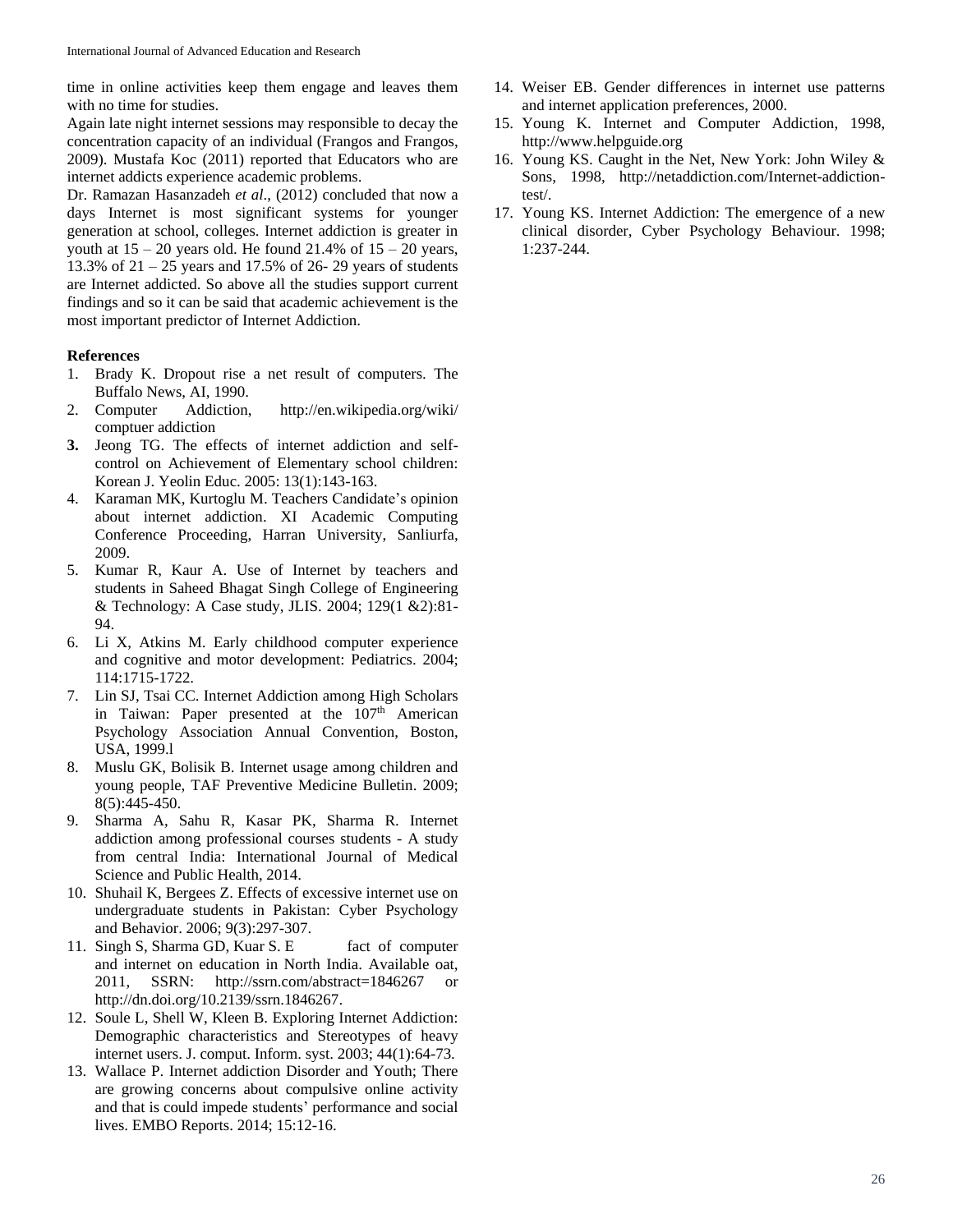time in online activities keep them engage and leaves them with no time for studies.

Again late night internet sessions may responsible to decay the concentration capacity of an individual (Frangos and Frangos, 2009). Mustafa Koc (2011) reported that Educators who are internet addicts experience academic problems.

Dr. Ramazan Hasanzadeh *et al*., (2012) concluded that now a days Internet is most significant systems for younger generation at school, colleges. Internet addiction is greater in youth at 15 – 20 years old. He found 21.4% of 15 – 20 years, 13.3% of 21 – 25 years and 17.5% of 26- 29 years of students are Internet addicted. So above all the studies support current findings and so it can be said that academic achievement is the most important predictor of Internet Addiction.

**References**

1. Brady K. Dropout rise a net result of computers. The Buffalo News, AI, 1990.
2. Computer Addiction, http://en.wikipedia.org/wiki/ comptuer addiction
3. Jeong TG. The effects of internet addiction and self-control on Achievement of Elementary school children: Korean J. Yeolin Educ. 2005: 13(1):143-163.
4. Karaman MK, Kurtoglu M. Teachers Candidate's opinion about internet addiction. XI Academic Computing Conference Proceeding, Harran University, Sanliurfa, 2009.
5. Kumar R, Kaur A. Use of Internet by teachers and students in Saheed Bhagat Singh College of Engineering & Technology: A Case study, JLIS. 2004; 129(1 &2):81-94.
6. Li X, Atkins M. Early childhood computer experience and cognitive and motor development: Pediatrics. 2004; 114:1715-1722.
7. Lin SJ, Tsai CC. Internet Addiction among High Scholars in Taiwan: Paper presented at the 107th American Psychology Association Annual Convention, Boston, USA, 1999.l
8. Muslu GK, Bolisik B. Internet usage among children and young people, TAF Preventive Medicine Bulletin. 2009; 8(5):445-450.
9. Sharma A, Sahu R, Kasar PK, Sharma R. Internet addiction among professional courses students - A study from central India: International Journal of Medical Science and Public Health, 2014.
10. Shuhail K, Bergees Z. Effects of excessive internet use on undergraduate students in Pakistan: Cyber Psychology and Behavior. 2006; 9(3):297-307.
11. Singh S, Sharma GD, Kuar S. E fact of computer and internet on education in North India. Available oat, 2011, SSRN: http://ssrn.com/abstract=1846267 or http://dn.doi.org/10.2139/ssrn.1846267.
12. Soule L, Shell W, Kleen B. Exploring Internet Addiction: Demographic characteristics and Stereotypes of heavy internet users. J. comput. Inform. syst. 2003; 44(1):64-73.
13. Wallace P. Internet addiction Disorder and Youth; There are growing concerns about compulsive online activity and that is could impede students' performance and social lives. EMBO Reports. 2014; 15:12-16.
14. Weiser EB. Gender differences in internet use patterns and internet application preferences, 2000.
15. Young K. Internet and Computer Addiction, 1998, http://www.helpguide.org
16. Young KS. Caught in the Net, New York: John Wiley & Sons, 1998, http://netaddiction.com/Internet-addiction-test/.
17. Young KS. Internet Addiction: The emergence of a new clinical disorder, Cyber Psychology Behaviour. 1998; 1:237-244.